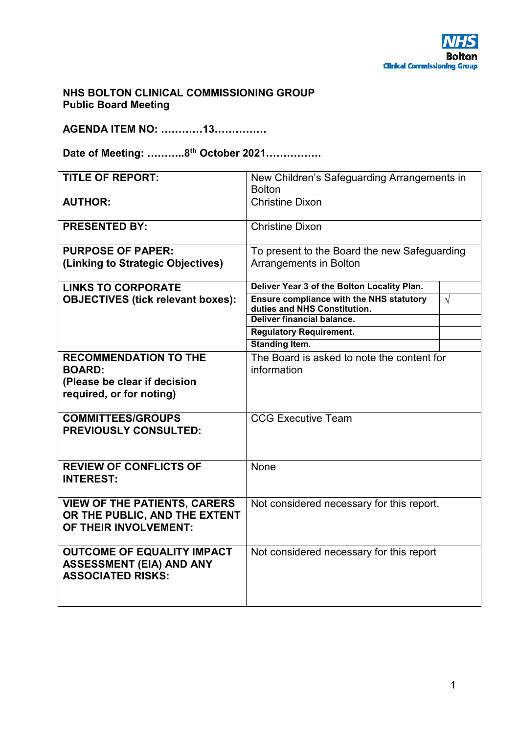NHS Bolton Clinical Commissioning Group

**NHS BOLTON CLINICAL COMMISSIONING GROUP**
**Public Board Meeting**

**AGENDA ITEM NO: …………13……………**

**Date of Meeting: ………..8th October 2021…………….**

| | | |
|---|---|---|
| **TITLE OF REPORT:** | New Children's Safeguarding Arrangements in Bolton | |
| **AUTHOR:** | Christine Dixon | |
| **PRESENTED BY:** | Christine Dixon | |
| **PURPOSE OF PAPER: (Linking to Strategic Objectives)** | To present to the Board the new Safeguarding Arrangements in Bolton | |
| **LINKS TO CORPORATE OBJECTIVES (tick relevant boxes):** | **Deliver Year 3 of the Bolton Locality Plan.** | |
| | **Ensure compliance with the NHS statutory duties and NHS Constitution.** | √ |
| | **Deliver financial balance.** | |
| | **Regulatory Requirement.** | |
| | **Standing Item.** | |
| **RECOMMENDATION TO THE BOARD: (Please be clear if decision required, or for noting)** | The Board is asked to note the content for information | |
| **COMMITTEES/GROUPS PREVIOUSLY CONSULTED:** | CCG Executive Team | |
| **REVIEW OF CONFLICTS OF INTEREST:** | None | |
| **VIEW OF THE PATIENTS, CARERS OR THE PUBLIC, AND THE EXTENT OF THEIR INVOLVEMENT:** | Not considered necessary for this report. | |
| **OUTCOME OF EQUALITY IMPACT ASSESSMENT (EIA) AND ANY ASSOCIATED RISKS:** | Not considered necessary for this report | |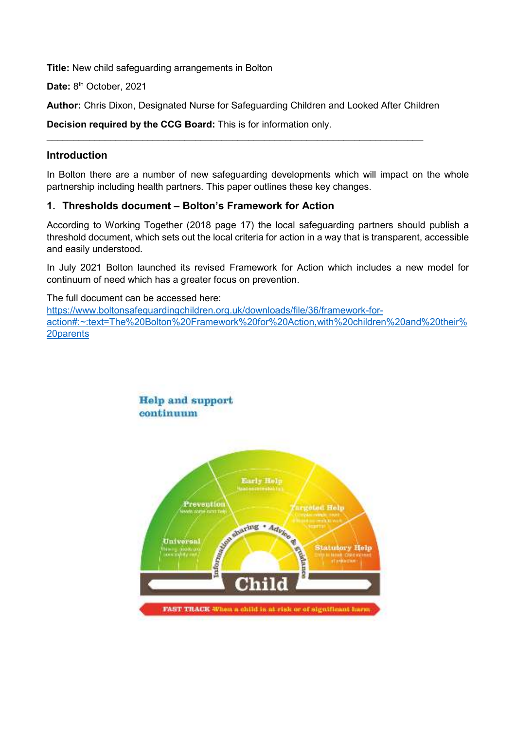**Title:** New child safeguarding arrangements in Bolton

**Date:** 8th October, 2021

**Author:** Chris Dixon, Designated Nurse for Safeguarding Children and Looked After Children

**Decision required by the CCG Board:** This is for information only.

---

## Introduction

In Bolton there are a number of new safeguarding developments which will impact on the whole partnership including health partners. This paper outlines these key changes.

## 1. Thresholds document – Bolton's Framework for Action

According to Working Together (2018 page 17) the local safeguarding partners should publish a threshold document, which sets out the local criteria for action in a way that is transparent, accessible and easily understood.

In July 2021 Bolton launched its revised Framework for Action which includes a new model for continuum of need which has a greater focus on prevention.

The full document can be accessed here:
[https://www.boltonsafeguardingchildren.org.uk/downloads/file/36/framework-for-action#:~:text=The%20Bolton%20Framework%20for%20Action,with%20children%20and%20their%20parents](https://www.boltonsafeguardingchildren.org.uk/downloads/file/36/framework-for-action#:~:text=The%20Bolton%20Framework%20for%20Action,with%20children%20and%20their%20parents)

Help and support continuum

Universal · Prevention · Early Help · Targeted Help · Statutory Help

Information sharing • Advice & guidance

Child

FAST TRACK When a child is at risk or of significant harm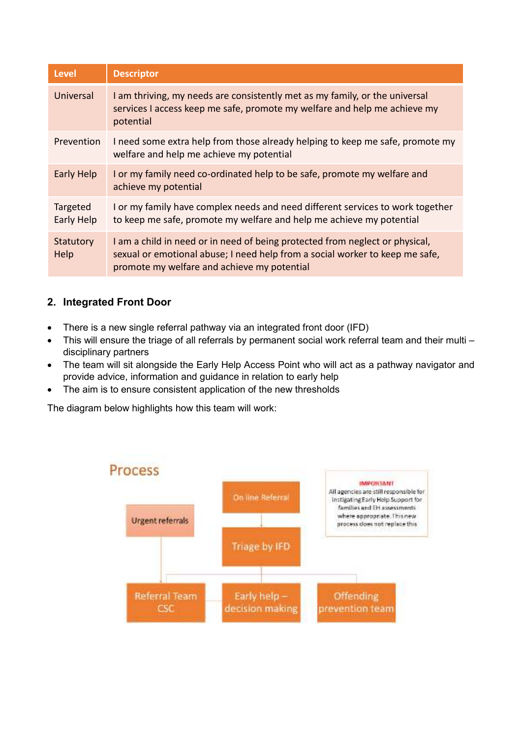| Level | Descriptor |
|---|---|
| Universal | I am thriving, my needs are consistently met as my family, or the universal services I access keep me safe, promote my welfare and help me achieve my potential |
| Prevention | I need some extra help from those already helping to keep me safe, promote my welfare and help me achieve my potential |
| Early Help | I or my family need co-ordinated help to be safe, promote my welfare and achieve my potential |
| Targeted Early Help | I or my family have complex needs and need different services to work together to keep me safe, promote my welfare and help me achieve my potential |
| Statutory Help | I am a child in need or in need of being protected from neglect or physical, sexual or emotional abuse; I need help from a social worker to keep me safe, promote my welfare and achieve my potential |

## 2. Integrated Front Door

- There is a new single referral pathway via an integrated front door (IFD)
- This will ensure the triage of all referrals by permanent social work referral team and their multi – disciplinary partners
- The team will sit alongside the Early Help Access Point who will act as a pathway navigator and provide advice, information and guidance in relation to early help
- The aim is to ensure consistent application of the new thresholds

The diagram below highlights how this team will work:

Process

Urgent referrals

On line Referral

Triage by IFD

Referral Team CSC

Early help – decision making

Offending prevention team

IMPORTANT
All agencies are still responsible for instigating Early Help Support for families and EH assessments where appropriate. This new process does not replace this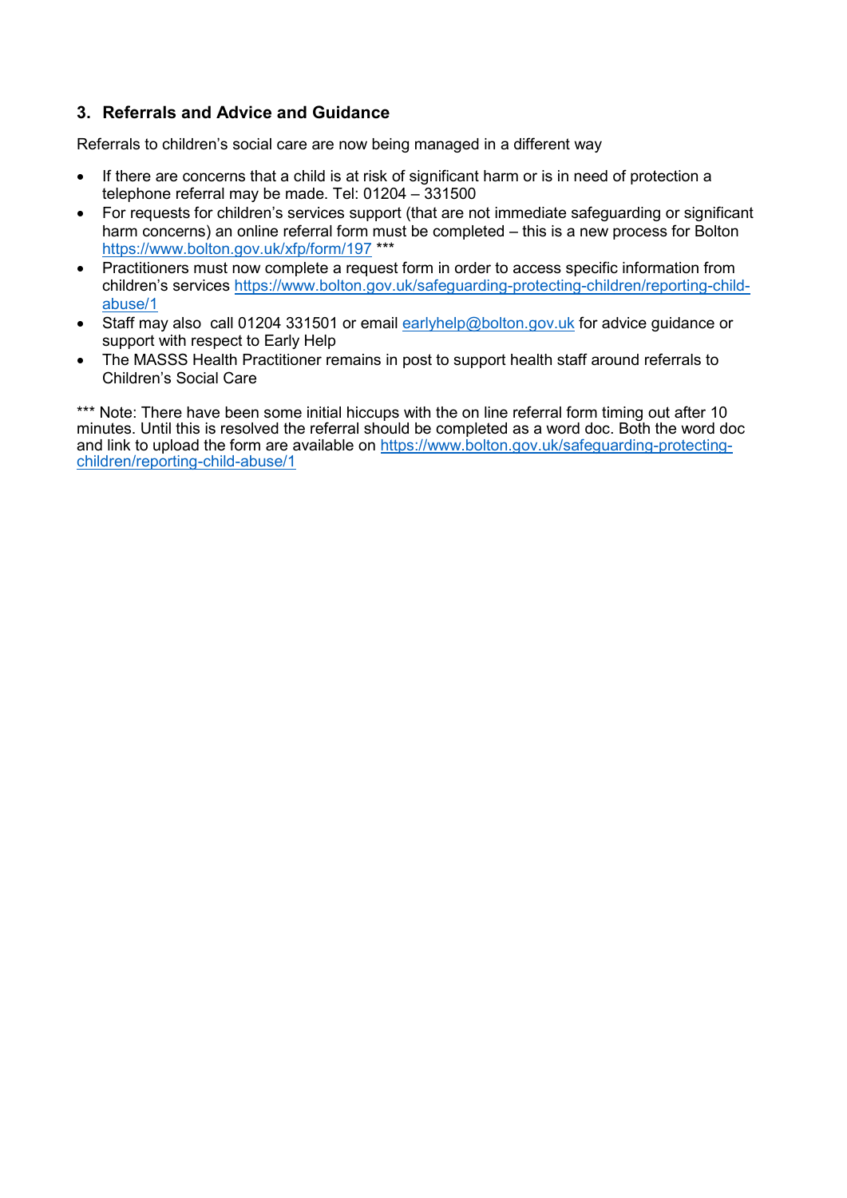## 3. Referrals and Advice and Guidance

Referrals to children's social care are now being managed in a different way

- If there are concerns that a child is at risk of significant harm or is in need of protection a telephone referral may be made. Tel: 01204 – 331500
- For requests for children's services support (that are not immediate safeguarding or significant harm concerns) an online referral form must be completed – this is a new process for Bolton https://www.bolton.gov.uk/xfp/form/197 ***
- Practitioners must now complete a request form in order to access specific information from children's services https://www.bolton.gov.uk/safeguarding-protecting-children/reporting-child-abuse/1
- Staff may also call 01204 331501 or email earlyhelp@bolton.gov.uk for advice guidance or support with respect to Early Help
- The MASSS Health Practitioner remains in post to support health staff around referrals to Children's Social Care

*** Note: There have been some initial hiccups with the on line referral form timing out after 10 minutes. Until this is resolved the referral should be completed as a word doc. Both the word doc and link to upload the form are available on https://www.bolton.gov.uk/safeguarding-protecting-children/reporting-child-abuse/1